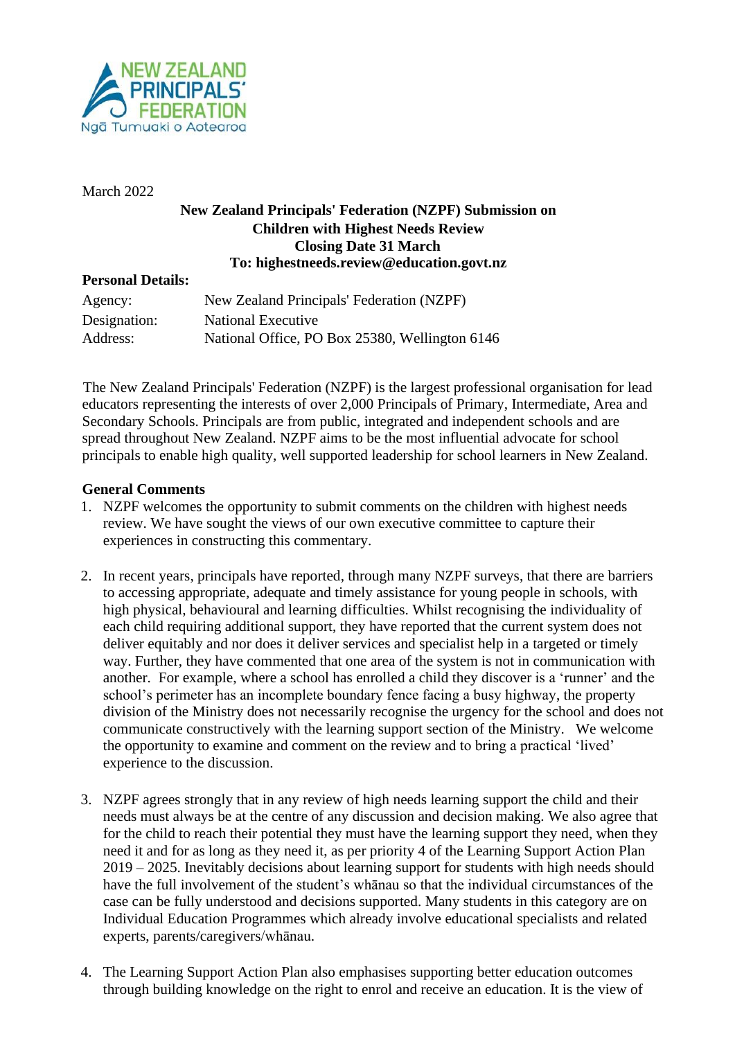March 2022

**New Zealand Principals' Federation (NZPF) Submission on Children with Highest Needs Review**
**Closing Date 31 March**
**To: highestneeds.review@education.govt.nz**

**Personal Details:**

| | |
|---|---|
| Agency: | New Zealand Principals' Federation (NZPF) |
| Designation: | National Executive |
| Address: | National Office, PO Box 25380, Wellington 6146 |

The New Zealand Principals' Federation (NZPF) is the largest professional organisation for lead educators representing the interests of over 2,000 Principals of Primary, Intermediate, Area and Secondary Schools. Principals are from public, integrated and independent schools and are spread throughout New Zealand. NZPF aims to be the most influential advocate for school principals to enable high quality, well supported leadership for school learners in New Zealand.

**General Comments**

1. NZPF welcomes the opportunity to submit comments on the children with highest needs review. We have sought the views of our own executive committee to capture their experiences in constructing this commentary.

2. In recent years, principals have reported, through many NZPF surveys, that there are barriers to accessing appropriate, adequate and timely assistance for young people in schools, with high physical, behavioural and learning difficulties. Whilst recognising the individuality of each child requiring additional support, they have reported that the current system does not deliver equitably and nor does it deliver services and specialist help in a targeted or timely way. Further, they have commented that one area of the system is not in communication with another. For example, where a school has enrolled a child they discover is a 'runner' and the school's perimeter has an incomplete boundary fence facing a busy highway, the property division of the Ministry does not necessarily recognise the urgency for the school and does not communicate constructively with the learning support section of the Ministry. We welcome the opportunity to examine and comment on the review and to bring a practical 'lived' experience to the discussion.

3. NZPF agrees strongly that in any review of high needs learning support the child and their needs must always be at the centre of any discussion and decision making. We also agree that for the child to reach their potential they must have the learning support they need, when they need it and for as long as they need it, as per priority 4 of the Learning Support Action Plan 2019 – 2025. Inevitably decisions about learning support for students with high needs should have the full involvement of the student's whānau so that the individual circumstances of the case can be fully understood and decisions supported. Many students in this category are on Individual Education Programmes which already involve educational specialists and related experts, parents/caregivers/whānau.

4. The Learning Support Action Plan also emphasises supporting better education outcomes through building knowledge on the right to enrol and receive an education. It is the view of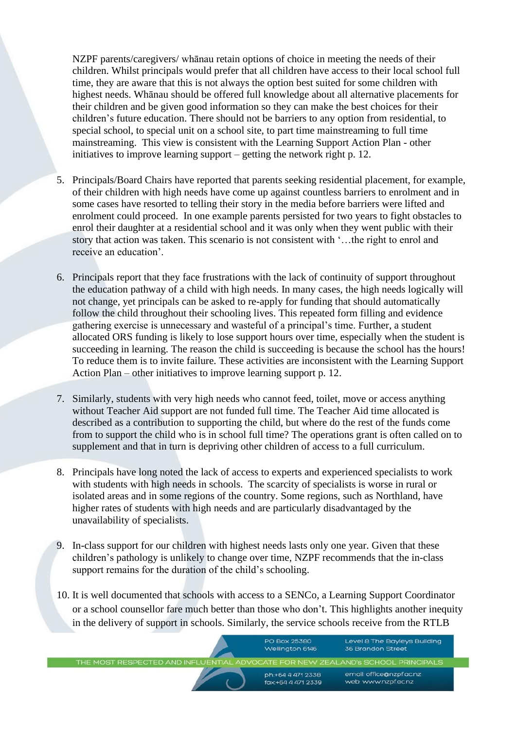NZPF parents/caregivers/ whānau retain options of choice in meeting the needs of their children. Whilst principals would prefer that all children have access to their local school full time, they are aware that this is not always the option best suited for some children with highest needs. Whānau should be offered full knowledge about all alternative placements for their children and be given good information so they can make the best choices for their children's future education. There should not be barriers to any option from residential, to special school, to special unit on a school site, to part time mainstreaming to full time mainstreaming. This view is consistent with the Learning Support Action Plan - other initiatives to improve learning support – getting the network right p. 12.

5. Principals/Board Chairs have reported that parents seeking residential placement, for example, of their children with high needs have come up against countless barriers to enrolment and in some cases have resorted to telling their story in the media before barriers were lifted and enrolment could proceed. In one example parents persisted for two years to fight obstacles to enrol their daughter at a residential school and it was only when they went public with their story that action was taken. This scenario is not consistent with '…the right to enrol and receive an education'.

6. Principals report that they face frustrations with the lack of continuity of support throughout the education pathway of a child with high needs. In many cases, the high needs logically will not change, yet principals can be asked to re-apply for funding that should automatically follow the child throughout their schooling lives. This repeated form filling and evidence gathering exercise is unnecessary and wasteful of a principal's time. Further, a student allocated ORS funding is likely to lose support hours over time, especially when the student is succeeding in learning. The reason the child is succeeding is because the school has the hours! To reduce them is to invite failure. These activities are inconsistent with the Learning Support Action Plan – other initiatives to improve learning support p. 12.

7. Similarly, students with very high needs who cannot feed, toilet, move or access anything without Teacher Aid support are not funded full time. The Teacher Aid time allocated is described as a contribution to supporting the child, but where do the rest of the funds come from to support the child who is in school full time? The operations grant is often called on to supplement and that in turn is depriving other children of access to a full curriculum.

8. Principals have long noted the lack of access to experts and experienced specialists to work with students with high needs in schools. The scarcity of specialists is worse in rural or isolated areas and in some regions of the country. Some regions, such as Northland, have higher rates of students with high needs and are particularly disadvantaged by the unavailability of specialists.

9. In-class support for our children with highest needs lasts only one year. Given that these children's pathology is unlikely to change over time, NZPF recommends that the in-class support remains for the duration of the child's schooling.

10. It is well documented that schools with access to a SENCo, a Learning Support Coordinator or a school counsellor fare much better than those who don't. This highlights another inequity in the delivery of support in schools. Similarly, the service schools receive from the RTLB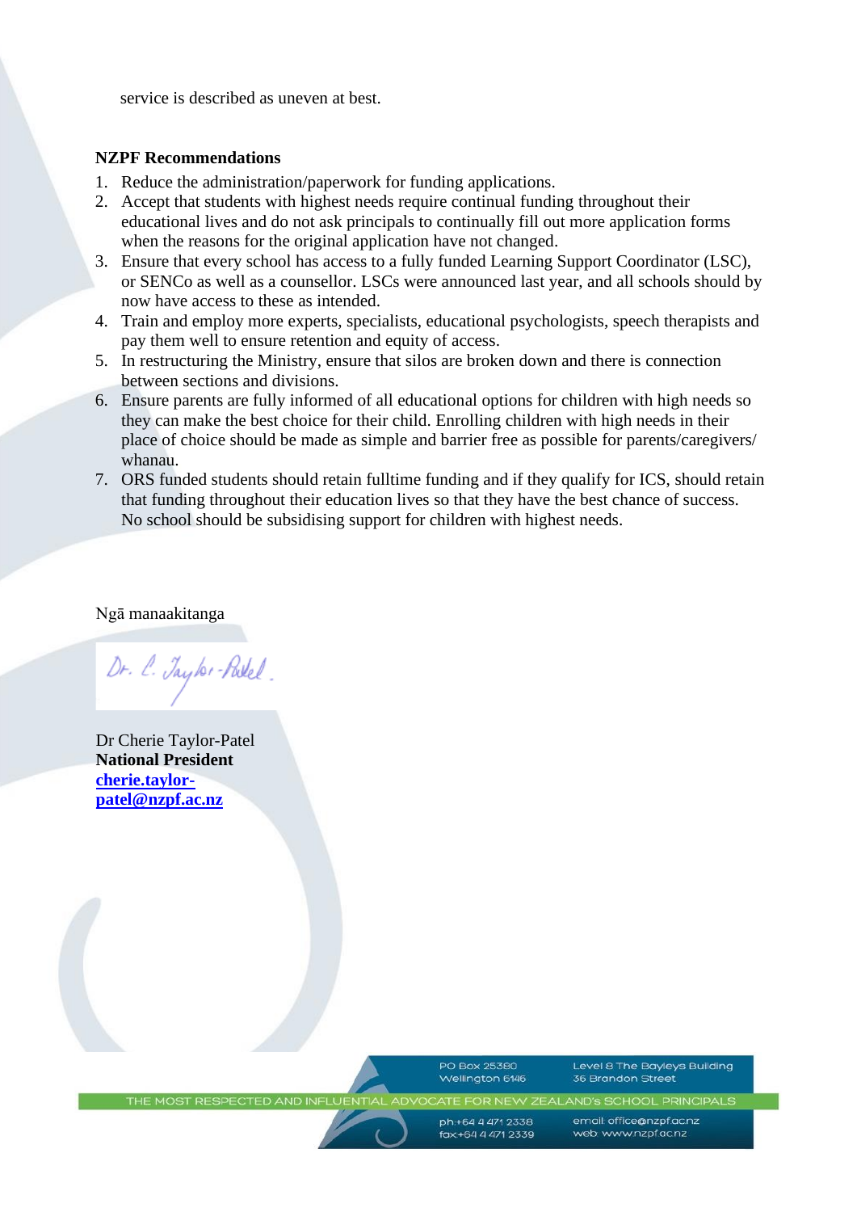service is described as uneven at best.

**NZPF Recommendations**

1. Reduce the administration/paperwork for funding applications.
2. Accept that students with highest needs require continual funding throughout their educational lives and do not ask principals to continually fill out more application forms when the reasons for the original application have not changed.
3. Ensure that every school has access to a fully funded Learning Support Coordinator (LSC), or SENCo as well as a counsellor. LSCs were announced last year, and all schools should by now have access to these as intended.
4. Train and employ more experts, specialists, educational psychologists, speech therapists and pay them well to ensure retention and equity of access.
5. In restructuring the Ministry, ensure that silos are broken down and there is connection between sections and divisions.
6. Ensure parents are fully informed of all educational options for children with high needs so they can make the best choice for their child. Enrolling children with high needs in their place of choice should be made as simple and barrier free as possible for parents/caregivers/whanau.
7. ORS funded students should retain fulltime funding and if they qualify for ICS, should retain that funding throughout their education lives so that they have the best chance of success. No school should be subsidising support for children with highest needs.

Ngā manaakitanga

Dr. C. Taylor-Patel.

Dr Cherie Taylor-Patel
**National President**
**cherie.taylor-patel@nzpf.ac.nz**

PO Box 25380
Wellington 6146

Level 8 The Bayleys Building
36 Brandon Street

THE MOST RESPECTED AND INFLUENTIAL ADVOCATE FOR NEW ZEALAND's SCHOOL PRINCIPALS

ph:+64 4 471 2338
fax+64 4 471 2339

email: office@nzpf.ac.nz
web: www.nzpf.ac.nz